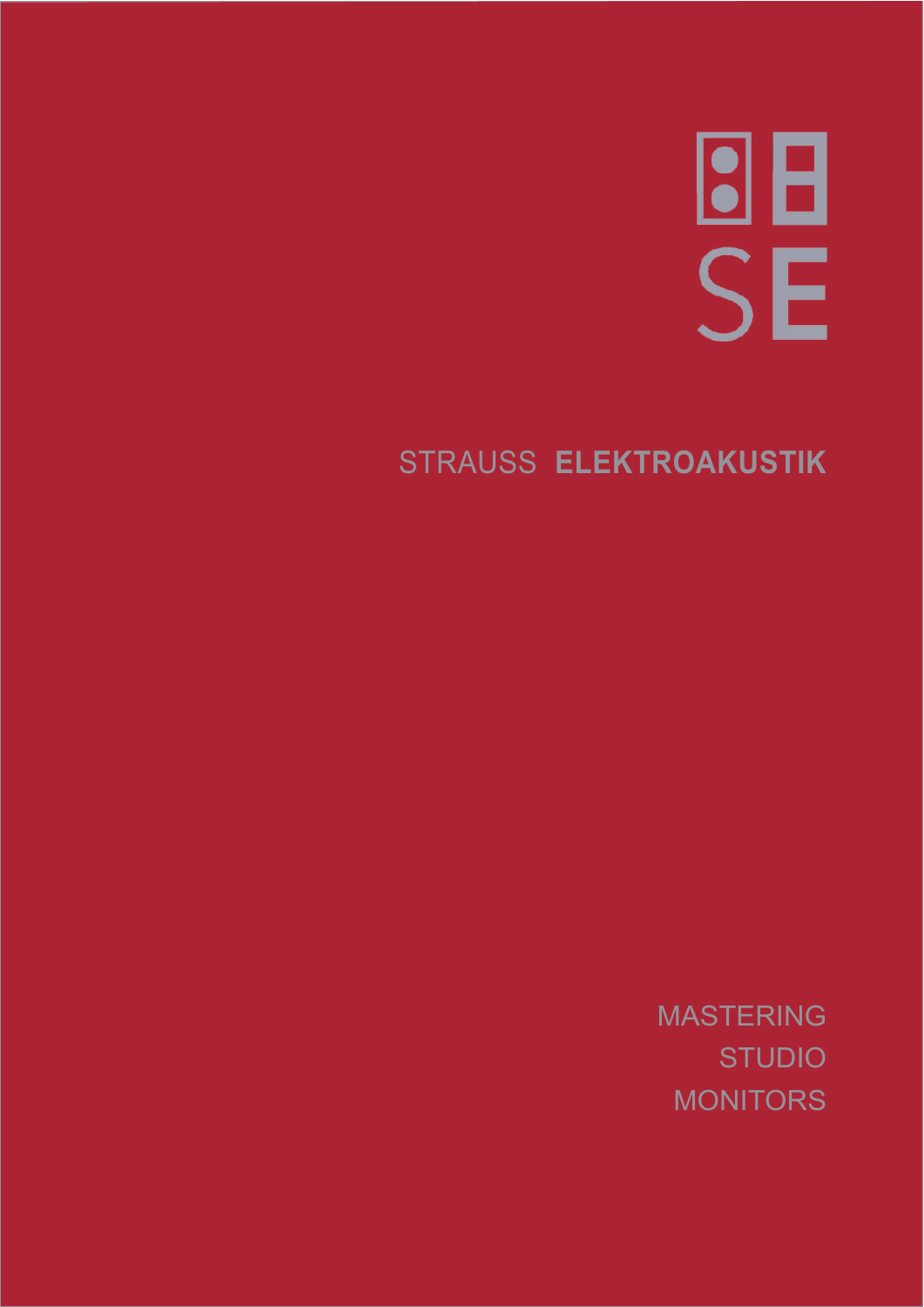SE

# STRAUSS **ELEKTROAKUSTIK**

MASTERING
STUDIO
MONITORS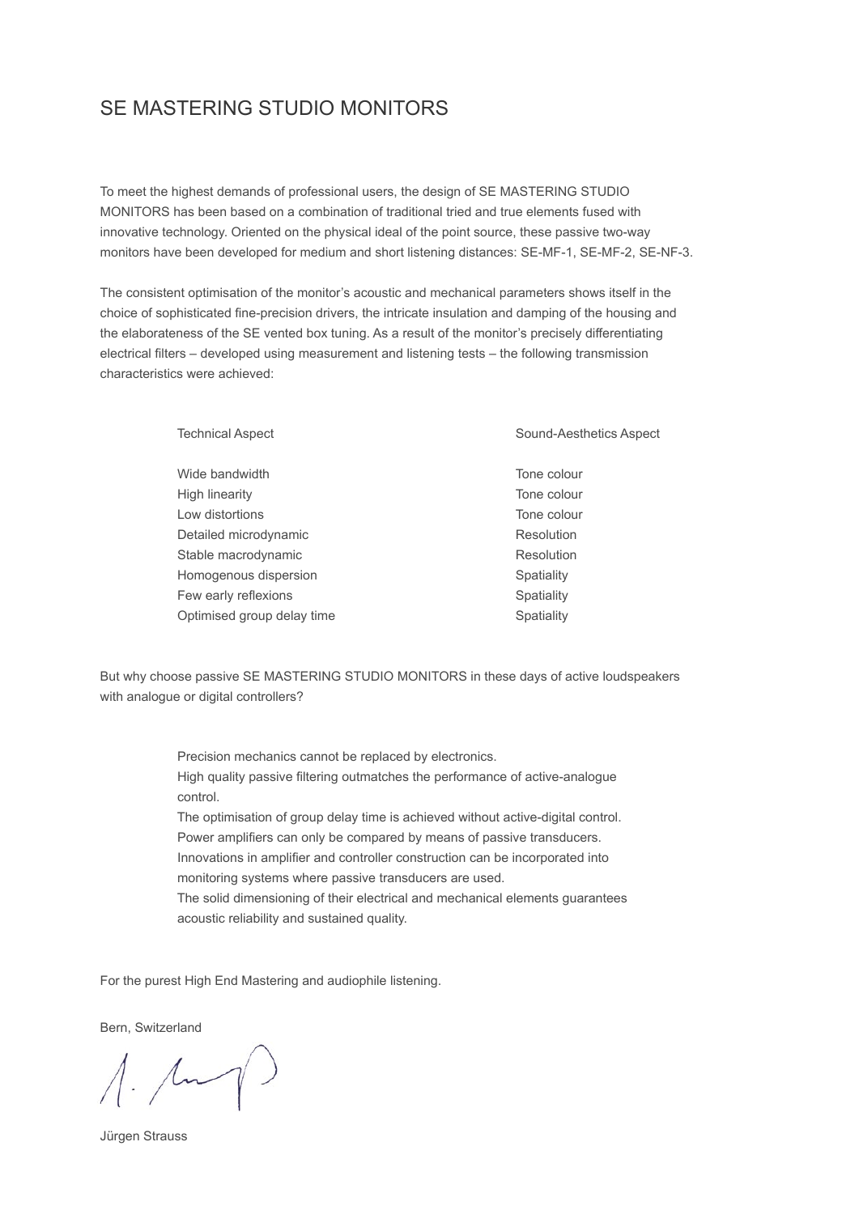# SE MASTERING STUDIO MONITORS

To meet the highest demands of professional users, the design of SE MASTERING STUDIO MONITORS has been based on a combination of traditional tried and true elements fused with innovative technology. Oriented on the physical ideal of the point source, these passive two-way monitors have been developed for medium and short listening distances: SE-MF-1, SE-MF-2, SE-NF-3.

The consistent optimisation of the monitor's acoustic and mechanical parameters shows itself in the choice of sophisticated fine-precision drivers, the intricate insulation and damping of the housing and the elaborateness of the SE vented box tuning. As a result of the monitor's precisely differentiating electrical filters – developed using measurement and listening tests – the following transmission characteristics were achieved:

| Technical Aspect | Sound-Aesthetics Aspect |
|---|---|
| Wide bandwidth | Tone colour |
| High linearity | Tone colour |
| Low distortions | Tone colour |
| Detailed microdynamic | Resolution |
| Stable macrodynamic | Resolution |
| Homogenous dispersion | Spatiality |
| Few early reflexions | Spatiality |
| Optimised group delay time | Spatiality |

But why choose passive SE MASTERING STUDIO MONITORS in these days of active loudspeakers with analogue or digital controllers?

Precision mechanics cannot be replaced by electronics.
High quality passive filtering outmatches the performance of active-analogue control.
The optimisation of group delay time is achieved without active-digital control.
Power amplifiers can only be compared by means of passive transducers.
Innovations in amplifier and controller construction can be incorporated into monitoring systems where passive transducers are used.
The solid dimensioning of their electrical and mechanical elements guarantees acoustic reliability and sustained quality.

For the purest High End Mastering and audiophile listening.

Bern, Switzerland

Jürgen Strauss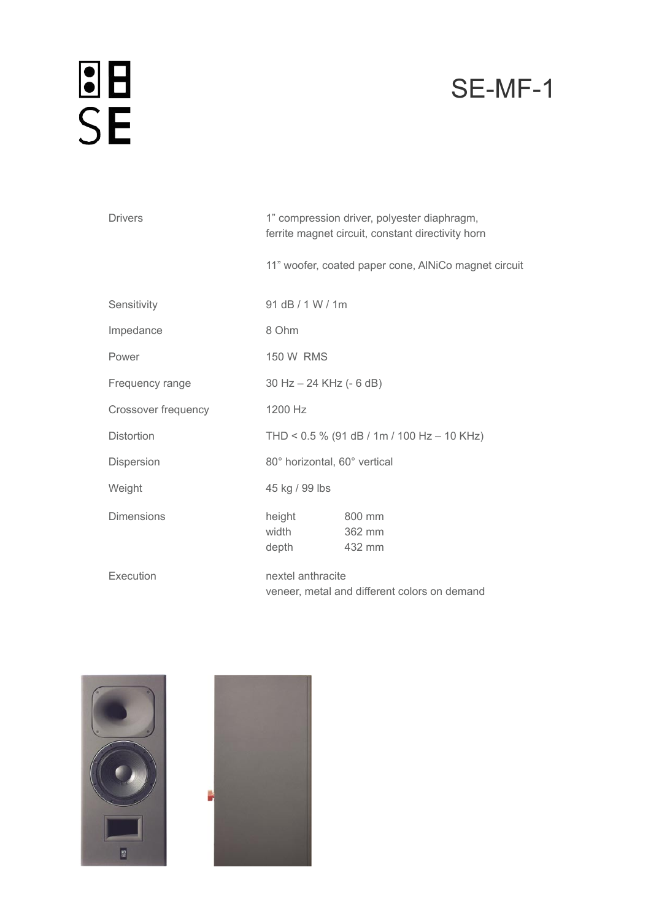# SE-MF-1

| | |
|---|---|
| Drivers | 1” compression driver, polyester diaphragm, ferrite magnet circuit, constant directivity horn<br><br>11” woofer, coated paper cone, AlNiCo magnet circuit |
| Sensitivity | 91 dB / 1 W / 1m |
| Impedance | 8 Ohm |
| Power | 150 W RMS |
| Frequency range | 30 Hz – 24 KHz (- 6 dB) |
| Crossover frequency | 1200 Hz |
| Distortion | THD < 0.5 % (91 dB / 1m / 100 Hz – 10 KHz) |
| Dispersion | 80° horizontal, 60° vertical |
| Weight | 45 kg / 99 lbs |
| Dimensions | height 800 mm<br>width 362 mm<br>depth 432 mm |
| Execution | nextel anthracite<br>veneer, metal and different colors on demand |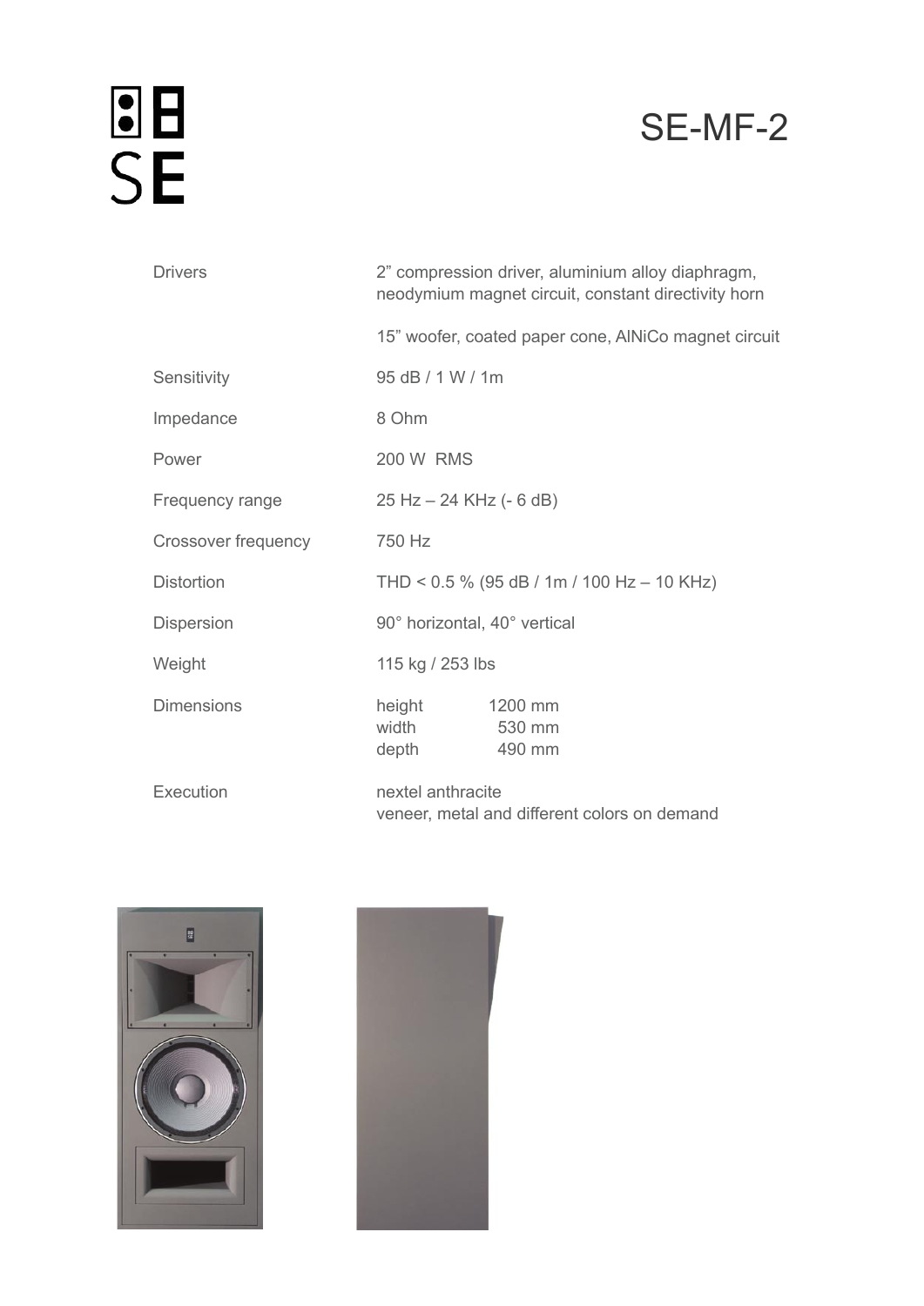SE

# SE-MF-2

| | |
|---|---|
| Drivers | 2” compression driver, aluminium alloy diaphragm, neodymium magnet circuit, constant directivity horn |
| | 15” woofer, coated paper cone, AlNiCo magnet circuit |
| Sensitivity | 95 dB / 1 W / 1m |
| Impedance | 8 Ohm |
| Power | 200 W RMS |
| Frequency range | 25 Hz – 24 KHz (- 6 dB) |
| Crossover frequency | 750 Hz |
| Distortion | THD < 0.5 % (95 dB / 1m / 100 Hz – 10 KHz) |
| Dispersion | 90° horizontal, 40° vertical |
| Weight | 115 kg / 253 lbs |
| Dimensions | height 1200 mm<br>width 530 mm<br>depth 490 mm |
| Execution | nextel anthracite<br>veneer, metal and different colors on demand |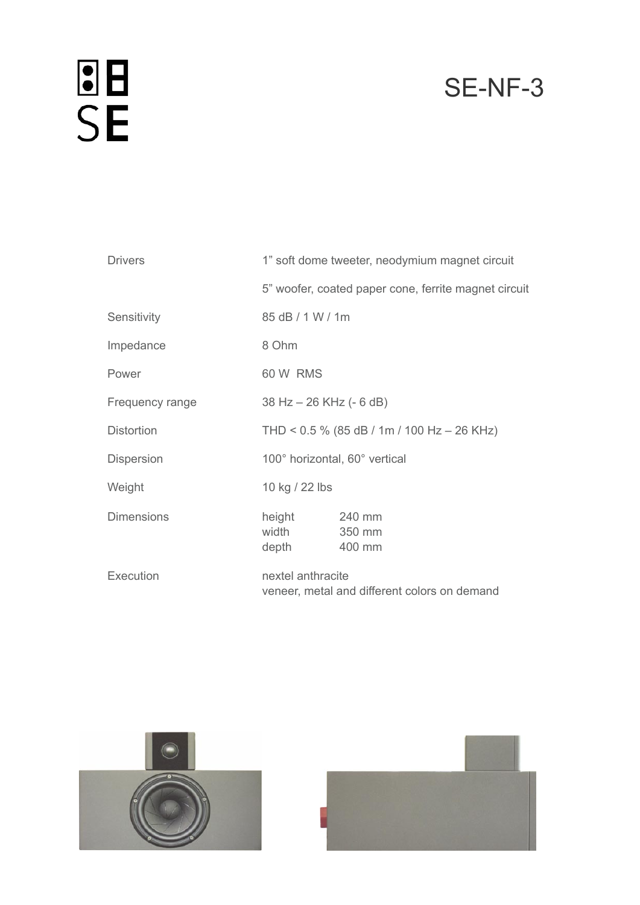SE

# SE-NF-3

| | | |
|---|---|---|
| Drivers | 1” soft dome tweeter, neodymium magnet circuit | |
| | 5” woofer, coated paper cone, ferrite magnet circuit | |
| Sensitivity | 85 dB / 1 W / 1m | |
| Impedance | 8 Ohm | |
| Power | 60 W RMS | |
| Frequency range | 38 Hz – 26 KHz (- 6 dB) | |
| Distortion | THD < 0.5 % (85 dB / 1m / 100 Hz – 26 KHz) | |
| Dispersion | 100° horizontal, 60° vertical | |
| Weight | 10 kg / 22 lbs | |
| Dimensions | height | 240 mm |
| | width | 350 mm |
| | depth | 400 mm |
| Execution | nextel anthracite<br>veneer, metal and different colors on demand | |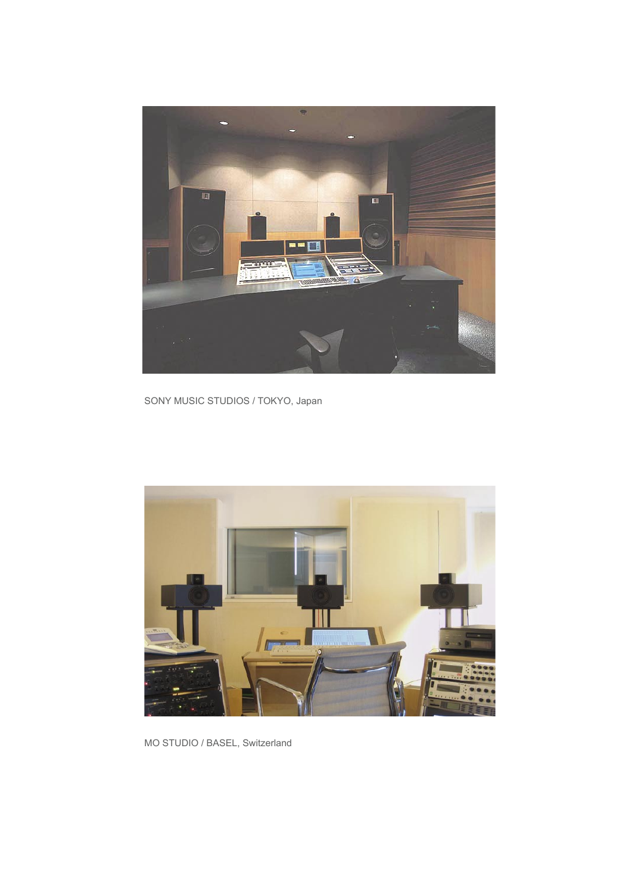SONY MUSIC STUDIOS / TOKYO, Japan

MO STUDIO / BASEL, Switzerland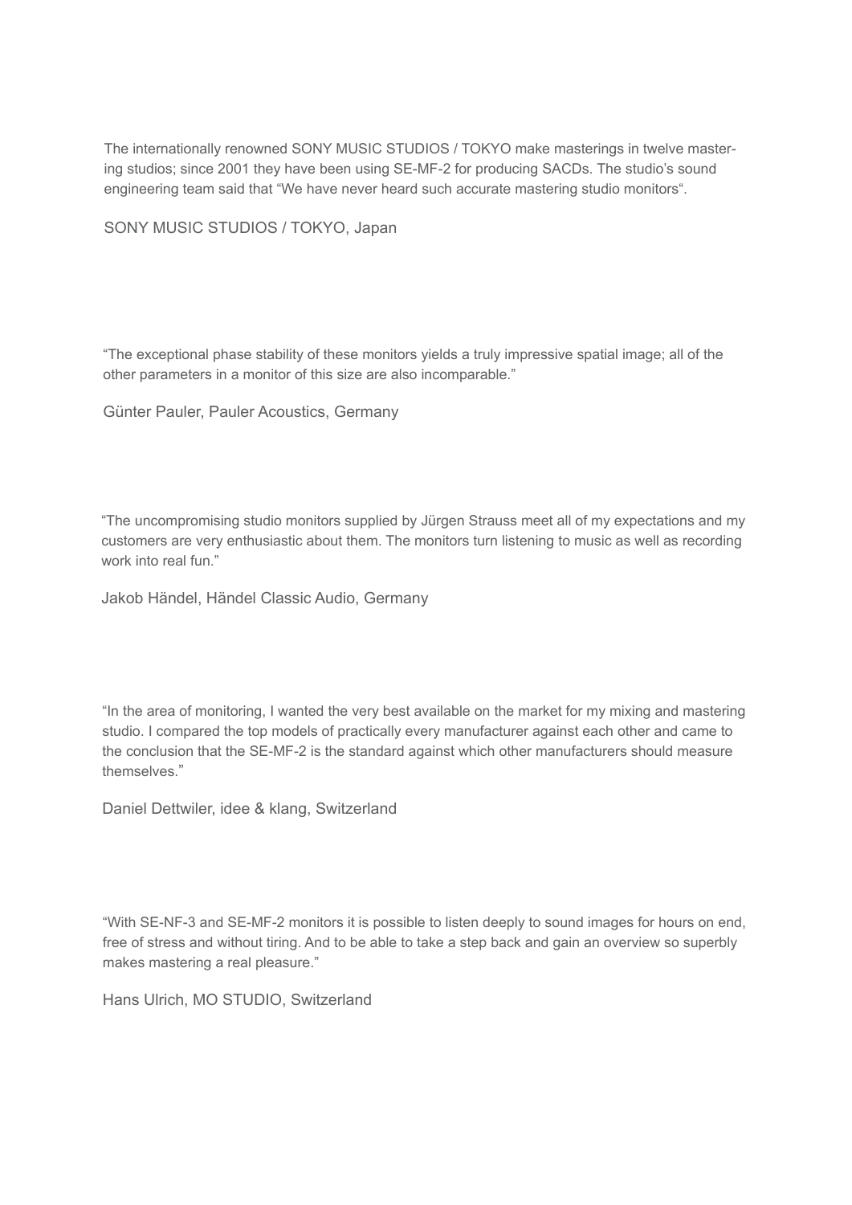The internationally renowned SONY MUSIC STUDIOS / TOKYO make masterings in twelve mastering studios; since 2001 they have been using SE-MF-2 for producing SACDs. The studio's sound engineering team said that "We have never heard such accurate mastering studio monitors".

SONY MUSIC STUDIOS / TOKYO, Japan

"The exceptional phase stability of these monitors yields a truly impressive spatial image; all of the other parameters in a monitor of this size are also incomparable."

Günter Pauler, Pauler Acoustics, Germany

"The uncompromising studio monitors supplied by Jürgen Strauss meet all of my expectations and my customers are very enthusiastic about them. The monitors turn listening to music as well as recording work into real fun."

Jakob Händel, Händel Classic Audio, Germany

"In the area of monitoring, I wanted the very best available on the market for my mixing and mastering studio. I compared the top models of practically every manufacturer against each other and came to the conclusion that the SE-MF-2 is the standard against which other manufacturers should measure themselves."

Daniel Dettwiler, idee & klang, Switzerland

"With SE-NF-3 and SE-MF-2 monitors it is possible to listen deeply to sound images for hours on end, free of stress and without tiring. And to be able to take a step back and gain an overview so superbly makes mastering a real pleasure."

Hans Ulrich, MO STUDIO, Switzerland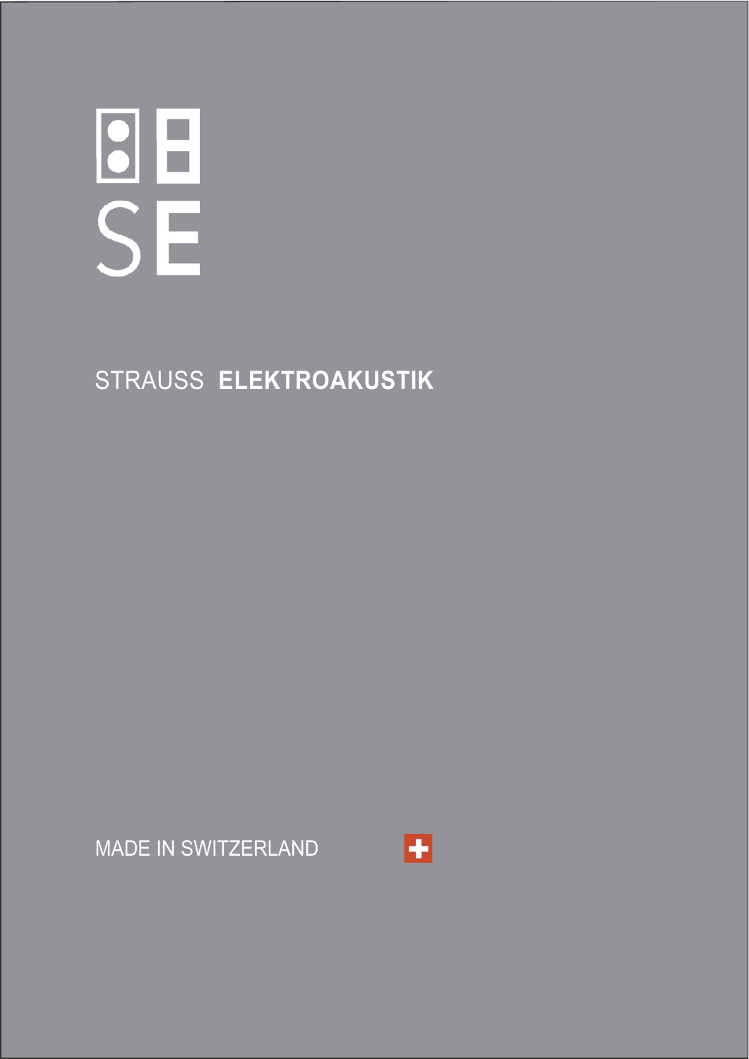SE

STRAUSS **ELEKTROAKUSTIK**

MADE IN SWITZERLAND